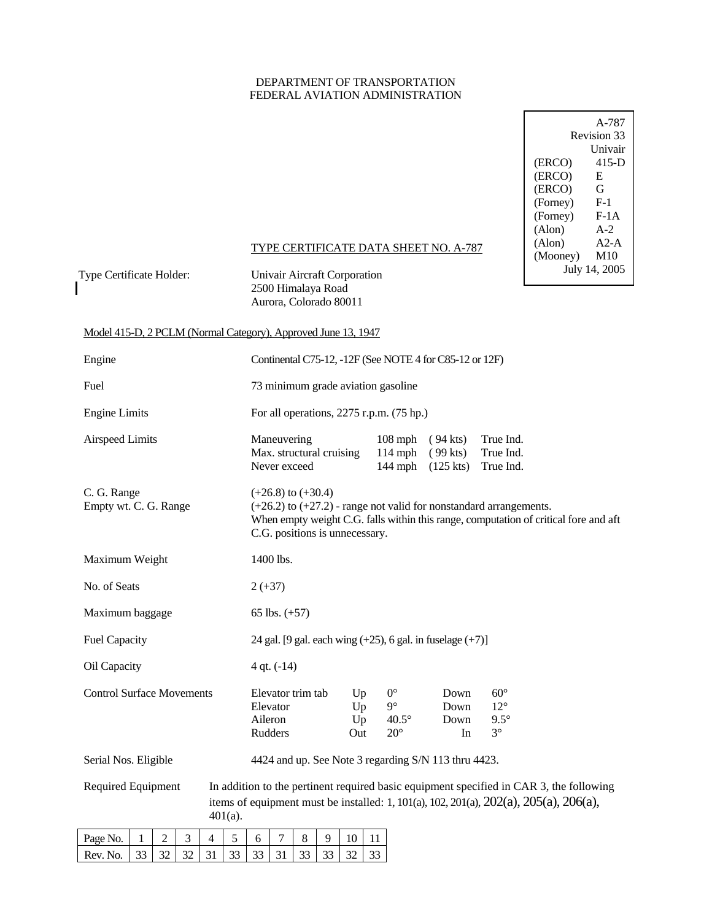DEPARTMENT OF TRANSPORTATION
FEDERAL AVIATION ADMINISTRATION

| | |
|---|---|
| | A-787 |
| | Revision 33 |
| | Univair |
| (ERCO) | 415-D |
| (ERCO) | E |
| (ERCO) | G |
| (Forney) | F-1 |
| (Forney) | F-1A |
| (Alon) | A-2 |
| (Alon) | A2-A |
| (Mooney) | M10 |
| | July 14, 2005 |

# TYPE CERTIFICATE DATA SHEET NO. A-787

Type Certificate Holder: Univair Aircraft Corporation
2500 Himalaya Road
Aurora, Colorado 80011

## Model 415-D, 2 PCLM (Normal Category), Approved June 13, 1947

**Engine**: Continental C75-12, -12F (See NOTE 4 for C85-12 or 12F)

**Fuel**: 73 minimum grade aviation gasoline

**Engine Limits**: For all operations, 2275 r.p.m. (75 hp.)

**Airspeed Limits**:

| | | | |
|---|---|---|---|
| Maneuvering | 108 mph | ( 94 kts) | True Ind. |
| Max. structural cruising | 114 mph | ( 99 kts) | True Ind. |
| Never exceed | 144 mph | (125 kts) | True Ind. |

**C. G. Range**: (+26.8) to (+30.4)

**Empty wt. C. G. Range**: (+26.2) to (+27.2) - range not valid for nonstandard arrangements. When empty weight C.G. falls within this range, computation of critical fore and aft C.G. positions is unnecessary.

**Maximum Weight**: 1400 lbs.

**No. of Seats**: 2 (+37)

**Maximum baggage**: 65 lbs. (+57)

**Fuel Capacity**: 24 gal. [9 gal. each wing (+25), 6 gal. in fuselage (+7)]

**Oil Capacity**: 4 qt. (-14)

**Control Surface Movements**:

| | | | | |
|---|---|---|---|---|
| Elevator trim tab | Up | 0° | Down | 60° |
| Elevator | Up | 9° | Down | 12° |
| Aileron | Up | 40.5° | Down | 9.5° |
| Rudders | Out | 20° | In | 3° |

**Serial Nos. Eligible**: 4424 and up. See Note 3 regarding S/N 113 thru 4423.

**Required Equipment**: In addition to the pertinent required basic equipment specified in CAR 3, the following items of equipment must be installed: 1, 101(a), 102, 201(a), 202(a), 205(a), 206(a), 401(a).

| Page No. | 1 | 2 | 3 | 4 | 5 | 6 | 7 | 8 | 9 | 10 | 11 |
|---|---|---|---|---|---|---|---|---|---|---|---|
| Rev. No. | 33 | 32 | 32 | 31 | 33 | 33 | 31 | 33 | 33 | 32 | 33 |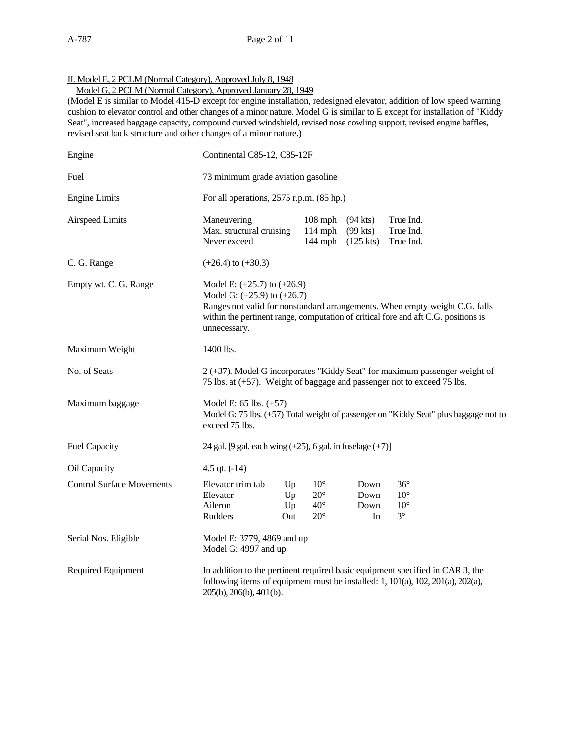II. Model E, 2 PCLM (Normal Category), Approved July 8, 1948
Model G, 2 PCLM (Normal Category), Approved January 28, 1949

(Model E is similar to Model 415-D except for engine installation, redesigned elevator, addition of low speed warning cushion to elevator control and other changes of a minor nature. Model G is similar to E except for installation of "Kiddy Seat", increased baggage capacity, compound curved windshield, revised nose cowling support, revised engine baffles, revised seat back structure and other changes of a minor nature.)

| | |
|---|---|
| Engine | Continental C85-12, C85-12F |
| Fuel | 73 minimum grade aviation gasoline |
| Engine Limits | For all operations, 2575 r.p.m. (85 hp.) |
| Airspeed Limits | Maneuvering 108 mph (94 kts) True Ind.<br>Max. structural cruising 114 mph (99 kts) True Ind.<br>Never exceed 144 mph (125 kts) True Ind. |
| C. G. Range | (+26.4) to (+30.3) |
| Empty wt. C. G. Range | Model E: (+25.7) to (+26.9)<br>Model G: (+25.9) to (+26.7)<br>Ranges not valid for nonstandard arrangements. When empty weight C.G. falls within the pertinent range, computation of critical fore and aft C.G. positions is unnecessary. |
| Maximum Weight | 1400 lbs. |
| No. of Seats | 2 (+37). Model G incorporates "Kiddy Seat" for maximum passenger weight of 75 lbs. at (+57). Weight of baggage and passenger not to exceed 75 lbs. |
| Maximum baggage | Model E: 65 lbs. (+57)<br>Model G: 75 lbs. (+57) Total weight of passenger on "Kiddy Seat" plus baggage not to exceed 75 lbs. |
| Fuel Capacity | 24 gal. [9 gal. each wing (+25), 6 gal. in fuselage (+7)] |
| Oil Capacity | 4.5 qt. (-14) |
| Control Surface Movements | Elevator trim tab Up 10° Down 36°<br>Elevator Up 20° Down 10°<br>Aileron Up 40° Down 10°<br>Rudders Out 20° In 3° |
| Serial Nos. Eligible | Model E: 3779, 4869 and up<br>Model G: 4997 and up |
| Required Equipment | In addition to the pertinent required basic equipment specified in CAR 3, the following items of equipment must be installed: 1, 101(a), 102, 201(a), 202(a), 205(b), 206(b), 401(b). |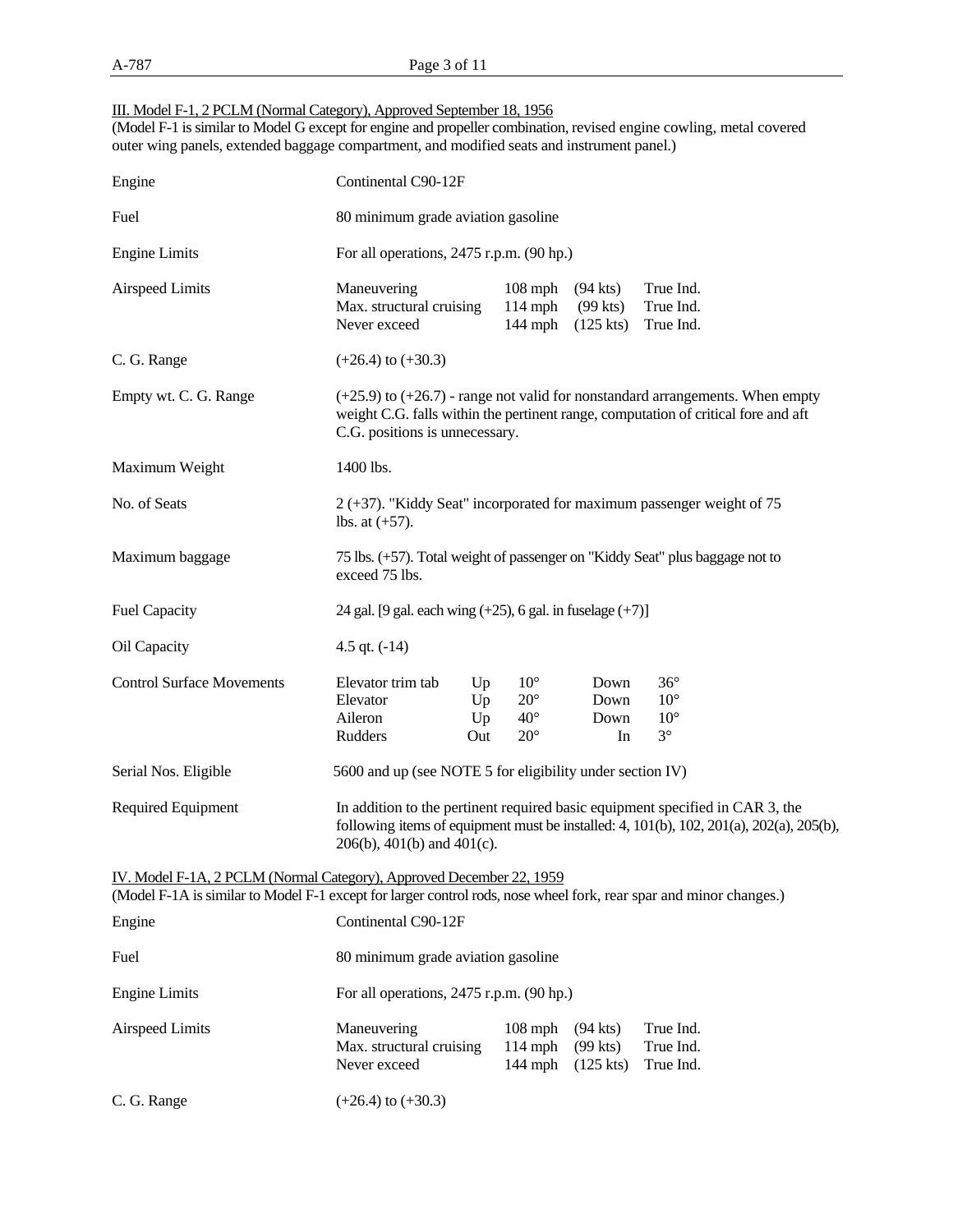III. Model F-1, 2 PCLM (Normal Category), Approved September 18, 1956
(Model F-1 is similar to Model G except for engine and propeller combination, revised engine cowling, metal covered outer wing panels, extended baggage compartment, and modified seats and instrument panel.)

Engine — Continental C90-12F

Fuel — 80 minimum grade aviation gasoline

Engine Limits — For all operations, 2475 r.p.m. (90 hp.)

Airspeed Limits

| | | | |
|---|---|---|---|
| Maneuvering | 108 mph | (94 kts) | True Ind. |
| Max. structural cruising | 114 mph | (99 kts) | True Ind. |
| Never exceed | 144 mph | (125 kts) | True Ind. |

C. G. Range — (+26.4) to (+30.3)

Empty wt. C. G. Range — (+25.9) to (+26.7) - range not valid for nonstandard arrangements. When empty weight C.G. falls within the pertinent range, computation of critical fore and aft C.G. positions is unnecessary.

Maximum Weight — 1400 lbs.

No. of Seats — 2 (+37). "Kiddy Seat" incorporated for maximum passenger weight of 75 lbs. at (+57).

Maximum baggage — 75 lbs. (+57). Total weight of passenger on "Kiddy Seat" plus baggage not to exceed 75 lbs.

Fuel Capacity — 24 gal. [9 gal. each wing (+25), 6 gal. in fuselage (+7)]

Oil Capacity — 4.5 qt. (-14)

Control Surface Movements

| | | | | |
|---|---|---|---|---|
| Elevator trim tab | Up | 10° | Down | 36° |
| Elevator | Up | 20° | Down | 10° |
| Aileron | Up | 40° | Down | 10° |
| Rudders | Out | 20° | In | 3° |

Serial Nos. Eligible — 5600 and up (see NOTE 5 for eligibility under section IV)

Required Equipment — In addition to the pertinent required basic equipment specified in CAR 3, the following items of equipment must be installed: 4, 101(b), 102, 201(a), 202(a), 205(b), 206(b), 401(b) and 401(c).

IV. Model F-1A, 2 PCLM (Normal Category), Approved December 22, 1959
(Model F-1A is similar to Model F-1 except for larger control rods, nose wheel fork, rear spar and minor changes.)

Engine — Continental C90-12F

Fuel — 80 minimum grade aviation gasoline

Engine Limits — For all operations, 2475 r.p.m. (90 hp.)

Airspeed Limits

| | | | |
|---|---|---|---|
| Maneuvering | 108 mph | (94 kts) | True Ind. |
| Max. structural cruising | 114 mph | (99 kts) | True Ind. |
| Never exceed | 144 mph | (125 kts) | True Ind. |

C. G. Range — (+26.4) to (+30.3)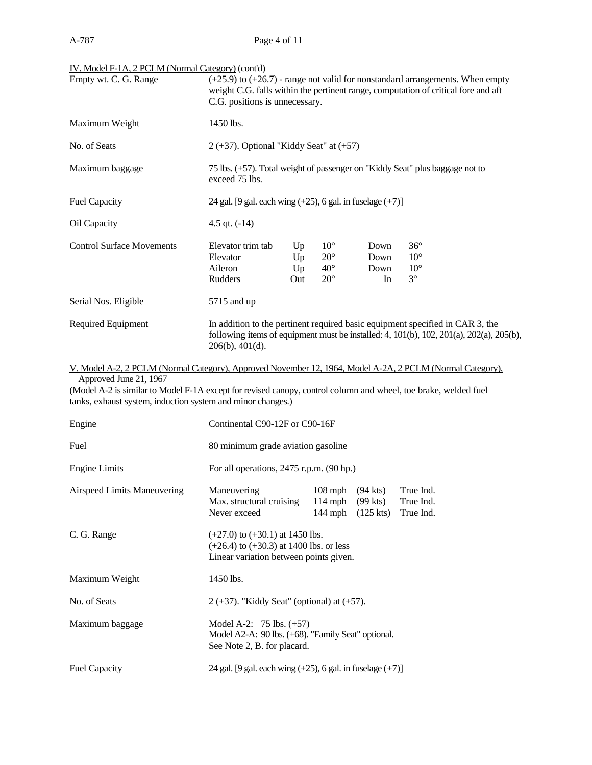IV. Model F-1A, 2 PCLM (Normal Category) (cont'd)

| | |
|---|---|
| Empty wt. C. G. Range | (+25.9) to (+26.7) - range not valid for nonstandard arrangements. When empty weight C.G. falls within the pertinent range, computation of critical fore and aft C.G. positions is unnecessary. |
| Maximum Weight | 1450 lbs. |
| No. of Seats | 2 (+37). Optional "Kiddy Seat" at (+57) |
| Maximum baggage | 75 lbs. (+57). Total weight of passenger on "Kiddy Seat" plus baggage not to exceed 75 lbs. |
| Fuel Capacity | 24 gal. [9 gal. each wing (+25), 6 gal. in fuselage (+7)] |
| Oil Capacity | 4.5 qt. (-14) |

Control Surface Movements

| | | | | |
|---|---|---|---|---|
| Elevator trim tab | Up | 10° | Down | 36° |
| Elevator | Up | 20° | Down | 10° |
| Aileron | Up | 40° | Down | 10° |
| Rudders | Out | 20° | In | 3° |

| | |
|---|---|
| Serial Nos. Eligible | 5715 and up |
| Required Equipment | In addition to the pertinent required basic equipment specified in CAR 3, the following items of equipment must be installed: 4, 101(b), 102, 201(a), 202(a), 205(b), 206(b), 401(d). |

V. Model A-2, 2 PCLM (Normal Category), Approved November 12, 1964, Model A-2A, 2 PCLM (Normal Category), Approved June 21, 1967

(Model A-2 is similar to Model F-1A except for revised canopy, control column and wheel, toe brake, welded fuel tanks, exhaust system, induction system and minor changes.)

| | |
|---|---|
| Engine | Continental C90-12F or C90-16F |
| Fuel | 80 minimum grade aviation gasoline |
| Engine Limits | For all operations, 2475 r.p.m. (90 hp.) |

Airspeed Limits Maneuvering

| | | | |
|---|---|---|---|
| Maneuvering | 108 mph | (94 kts) | True Ind. |
| Max. structural cruising | 114 mph | (99 kts) | True Ind. |
| Never exceed | 144 mph | (125 kts) | True Ind. |

| | |
|---|---|
| C. G. Range | (+27.0) to (+30.1) at 1450 lbs.<br>(+26.4) to (+30.3) at 1400 lbs. or less<br>Linear variation between points given. |
| Maximum Weight | 1450 lbs. |
| No. of Seats | 2 (+37). "Kiddy Seat" (optional) at (+57). |
| Maximum baggage | Model A-2: 75 lbs. (+57)<br>Model A2-A: 90 lbs. (+68). "Family Seat" optional.<br>See Note 2, B. for placard. |
| Fuel Capacity | 24 gal. [9 gal. each wing (+25), 6 gal. in fuselage (+7)] |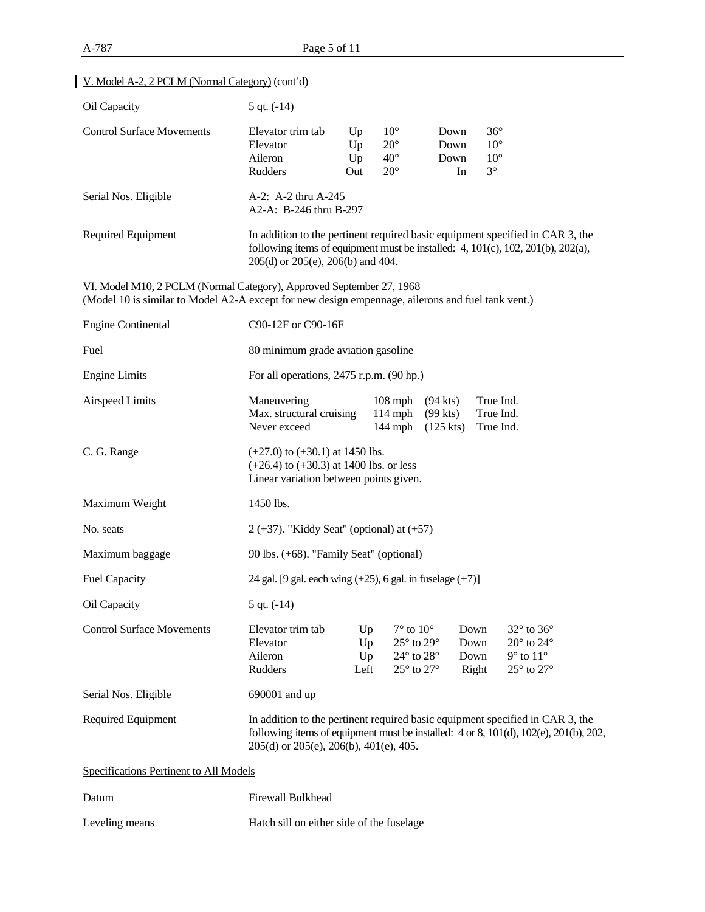V. Model A-2, 2 PCLM (Normal Category) (cont'd)

| | |
|---|---|
| Oil Capacity | 5 qt. (-14) |
| Control Surface Movements | Elevator trim tab Up 10° Down 36°<br>Elevator Up 20° Down 10°<br>Aileron Up 40° Down 10°<br>Rudders Out 20° In 3° |
| Serial Nos. Eligible | A-2: A-2 thru A-245<br>A2-A: B-246 thru B-297 |
| Required Equipment | In addition to the pertinent required basic equipment specified in CAR 3, the following items of equipment must be installed: 4, 101(c), 102, 201(b), 202(a), 205(d) or 205(e), 206(b) and 404. |

VI. Model M10, 2 PCLM (Normal Category), Approved September 27, 1968
(Model 10 is similar to Model A2-A except for new design empennage, ailerons and fuel tank vent.)

| | |
|---|---|
| Engine Continental | C90-12F or C90-16F |
| Fuel | 80 minimum grade aviation gasoline |
| Engine Limits | For all operations, 2475 r.p.m. (90 hp.) |
| Airspeed Limits | Maneuvering 108 mph (94 kts) True Ind.<br>Max. structural cruising 114 mph (99 kts) True Ind.<br>Never exceed 144 mph (125 kts) True Ind. |
| C. G. Range | (+27.0) to (+30.1) at 1450 lbs.<br>(+26.4) to (+30.3) at 1400 lbs. or less<br>Linear variation between points given. |
| Maximum Weight | 1450 lbs. |
| No. seats | 2 (+37). "Kiddy Seat" (optional) at (+57) |
| Maximum baggage | 90 lbs. (+68). "Family Seat" (optional) |
| Fuel Capacity | 24 gal. [9 gal. each wing (+25), 6 gal. in fuselage (+7)] |
| Oil Capacity | 5 qt. (-14) |
| Control Surface Movements | Elevator trim tab Up 7° to 10° Down 32° to 36°<br>Elevator Up 25° to 29° Down 20° to 24°<br>Aileron Up 24° to 28° Down 9° to 11°<br>Rudders Left 25° to 27° Right 25° to 27° |
| Serial Nos. Eligible | 690001 and up |
| Required Equipment | In addition to the pertinent required basic equipment specified in CAR 3, the following items of equipment must be installed: 4 or 8, 101(d), 102(e), 201(b), 202, 205(d) or 205(e), 206(b), 401(e), 405. |

Specifications Pertinent to All Models

| | |
|---|---|
| Datum | Firewall Bulkhead |
| Leveling means | Hatch sill on either side of the fuselage |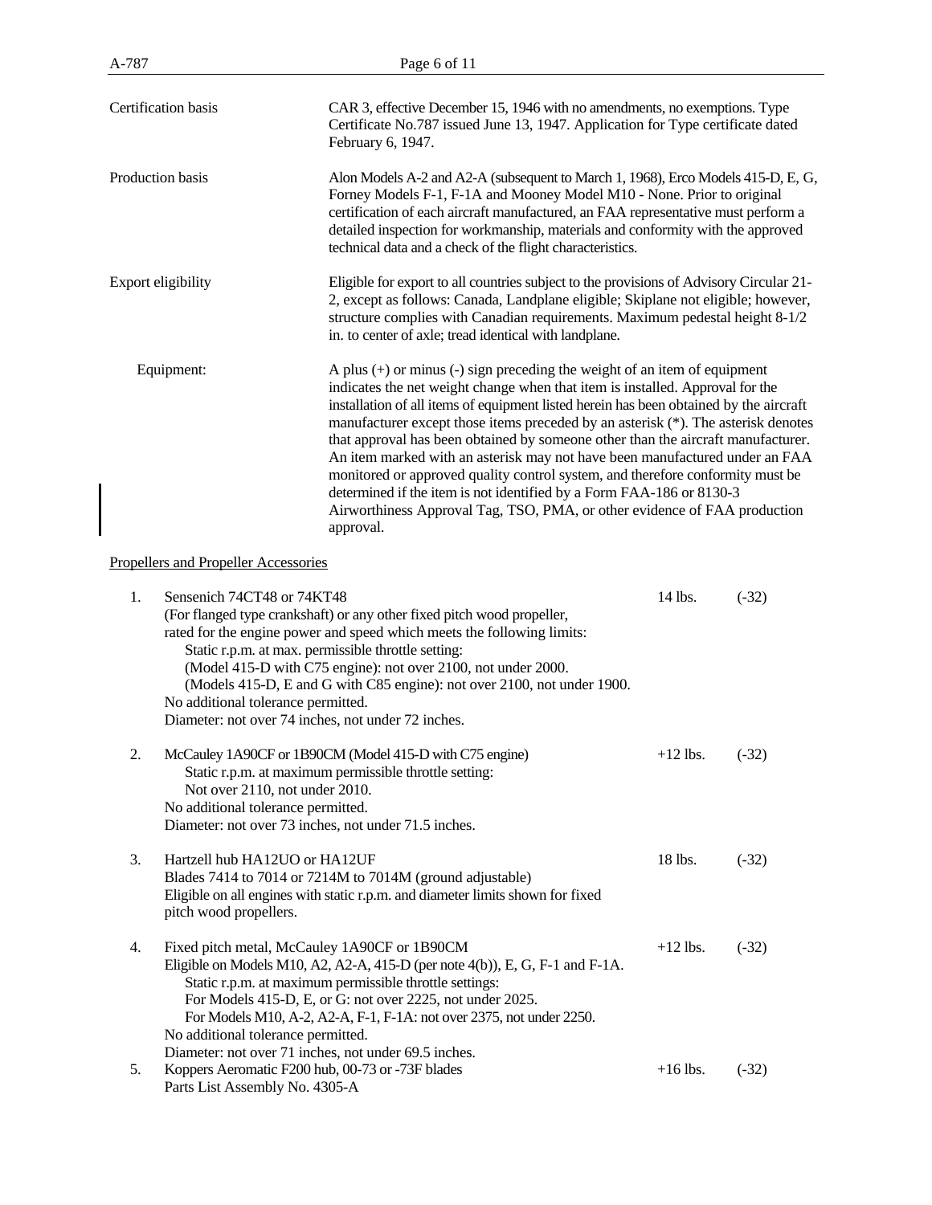| | |
|---|---|
| Certification basis | CAR 3, effective December 15, 1946 with no amendments, no exemptions. Type Certificate No.787 issued June 13, 1947. Application for Type certificate dated February 6, 1947. |
| Production basis | Alon Models A-2 and A2-A (subsequent to March 1, 1968), Erco Models 415-D, E, G, Forney Models F-1, F-1A and Mooney Model M10 - None. Prior to original certification of each aircraft manufactured, an FAA representative must perform a detailed inspection for workmanship, materials and conformity with the approved technical data and a check of the flight characteristics. |
| Export eligibility | Eligible for export to all countries subject to the provisions of Advisory Circular 21-2, except as follows: Canada, Landplane eligible; Skiplane not eligible; however, structure complies with Canadian requirements. Maximum pedestal height 8-1/2 in. to center of axle; tread identical with landplane. |
| Equipment: | A plus (+) or minus (-) sign preceding the weight of an item of equipment indicates the net weight change when that item is installed. Approval for the installation of all items of equipment listed herein has been obtained by the aircraft manufacturer except those items preceded by an asterisk (*). The asterisk denotes that approval has been obtained by someone other than the aircraft manufacturer. An item marked with an asterisk may not have been manufactured under an FAA monitored or approved quality control system, and therefore conformity must be determined if the item is not identified by a Form FAA-186 or 8130-3 Airworthiness Approval Tag, TSO, PMA, or other evidence of FAA production approval. |

Propellers and Propeller Accessories

| | | | |
|---|---|---|---|
| 1. | Sensenich 74CT48 or 74KT48<br>(For flanged type crankshaft) or any other fixed pitch wood propeller, rated for the engine power and speed which meets the following limits:<br>Static r.p.m. at max. permissible throttle setting:<br>(Model 415-D with C75 engine): not over 2100, not under 2000.<br>(Models 415-D, E and G with C85 engine): not over 2100, not under 1900.<br>No additional tolerance permitted.<br>Diameter: not over 74 inches, not under 72 inches. | 14 lbs. | (-32) |
| 2. | McCauley 1A90CF or 1B90CM (Model 415-D with C75 engine)<br>Static r.p.m. at maximum permissible throttle setting:<br>Not over 2110, not under 2010.<br>No additional tolerance permitted.<br>Diameter: not over 73 inches, not under 71.5 inches. | +12 lbs. | (-32) |
| 3. | Hartzell hub HA12UO or HA12UF<br>Blades 7414 to 7014 or 7214M to 7014M (ground adjustable)<br>Eligible on all engines with static r.p.m. and diameter limits shown for fixed pitch wood propellers. | 18 lbs. | (-32) |
| 4. | Fixed pitch metal, McCauley 1A90CF or 1B90CM<br>Eligible on Models M10, A2, A2-A, 415-D (per note 4(b)), E, G, F-1 and F-1A.<br>Static r.p.m. at maximum permissible throttle settings:<br>For Models 415-D, E, or G: not over 2225, not under 2025.<br>For Models M10, A-2, A2-A, F-1, F-1A: not over 2375, not under 2250.<br>No additional tolerance permitted.<br>Diameter: not over 71 inches, not under 69.5 inches. | +12 lbs. | (-32) |
| 5. | Koppers Aeromatic F200 hub, 00-73 or -73F blades<br>Parts List Assembly No. 4305-A | +16 lbs. | (-32) |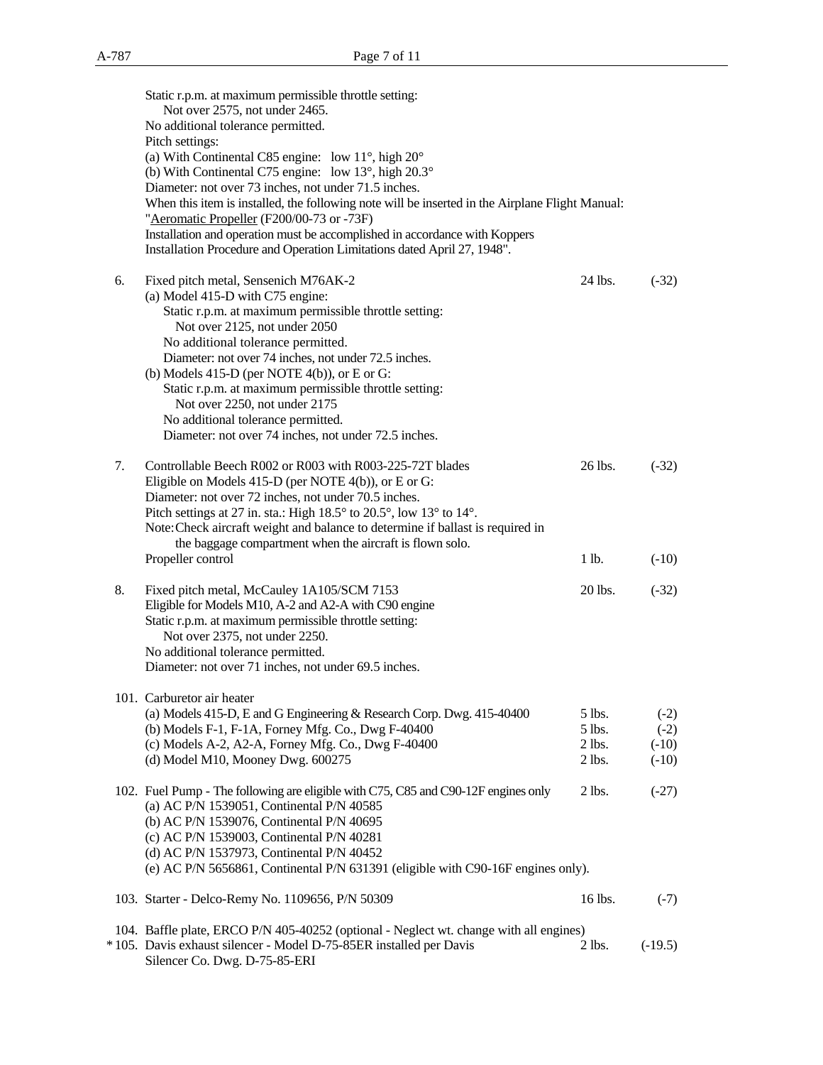Static r.p.m. at maximum permissible throttle setting:
Not over 2575, not under 2465.
No additional tolerance permitted.
Pitch settings:
(a) With Continental C85 engine: low 11°, high 20°
(b) With Continental C75 engine: low 13°, high 20.3°
Diameter: not over 73 inches, not under 71.5 inches.
When this item is installed, the following note will be inserted in the Airplane Flight Manual:
"Aeromatic Propeller (F200/00-73 or -73F)
Installation and operation must be accomplished in accordance with Koppers Installation Procedure and Operation Limitations dated April 27, 1948".

| | | | |
|---|---|---|---|
| 6. | Fixed pitch metal, Sensenich M76AK-2<br>(a) Model 415-D with C75 engine:<br>Static r.p.m. at maximum permissible throttle setting:<br>Not over 2125, not under 2050<br>No additional tolerance permitted.<br>Diameter: not over 74 inches, not under 72.5 inches.<br>(b) Models 415-D (per NOTE 4(b)), or E or G:<br>Static r.p.m. at maximum permissible throttle setting:<br>Not over 2250, not under 2175<br>No additional tolerance permitted.<br>Diameter: not over 74 inches, not under 72.5 inches. | 24 lbs. | (-32) |
| 7. | Controllable Beech R002 or R003 with R003-225-72T blades<br>Eligible on Models 415-D (per NOTE 4(b)), or E or G:<br>Diameter: not over 72 inches, not under 70.5 inches.<br>Pitch settings at 27 in. sta.: High 18.5° to 20.5°, low 13° to 14°.<br>Note: Check aircraft weight and balance to determine if ballast is required in the baggage compartment when the aircraft is flown solo. | 26 lbs. | (-32) |
| | Propeller control | 1 lb. | (-10) |
| 8. | Fixed pitch metal, McCauley 1A105/SCM 7153<br>Eligible for Models M10, A-2 and A2-A with C90 engine<br>Static r.p.m. at maximum permissible throttle setting:<br>Not over 2375, not under 2250.<br>No additional tolerance permitted.<br>Diameter: not over 71 inches, not under 69.5 inches. | 20 lbs. | (-32) |
| 101. | Carburetor air heater | | |
| | (a) Models 415-D, E and G Engineering & Research Corp. Dwg. 415-40400 | 5 lbs. | (-2) |
| | (b) Models F-1, F-1A, Forney Mfg. Co., Dwg F-40400 | 5 lbs. | (-2) |
| | (c) Models A-2, A2-A, Forney Mfg. Co., Dwg F-40400 | 2 lbs. | (-10) |
| | (d) Model M10, Mooney Dwg. 600275 | 2 lbs. | (-10) |
| 102. | Fuel Pump - The following are eligible with C75, C85 and C90-12F engines only<br>(a) AC P/N 1539051, Continental P/N 40585<br>(b) AC P/N 1539076, Continental P/N 40695<br>(c) AC P/N 1539003, Continental P/N 40281<br>(d) AC P/N 1537973, Continental P/N 40452<br>(e) AC P/N 5656861, Continental P/N 631391 (eligible with C90-16F engines only). | 2 lbs. | (-27) |
| 103. | Starter - Delco-Remy No. 1109656, P/N 50309 | 16 lbs. | (-7) |
| 104. | Baffle plate, ERCO P/N 405-40252 (optional - Neglect wt. change with all engines) | | |
| *105. | Davis exhaust silencer - Model D-75-85ER installed per Davis Silencer Co. Dwg. D-75-85-ERI | 2 lbs. | (-19.5) |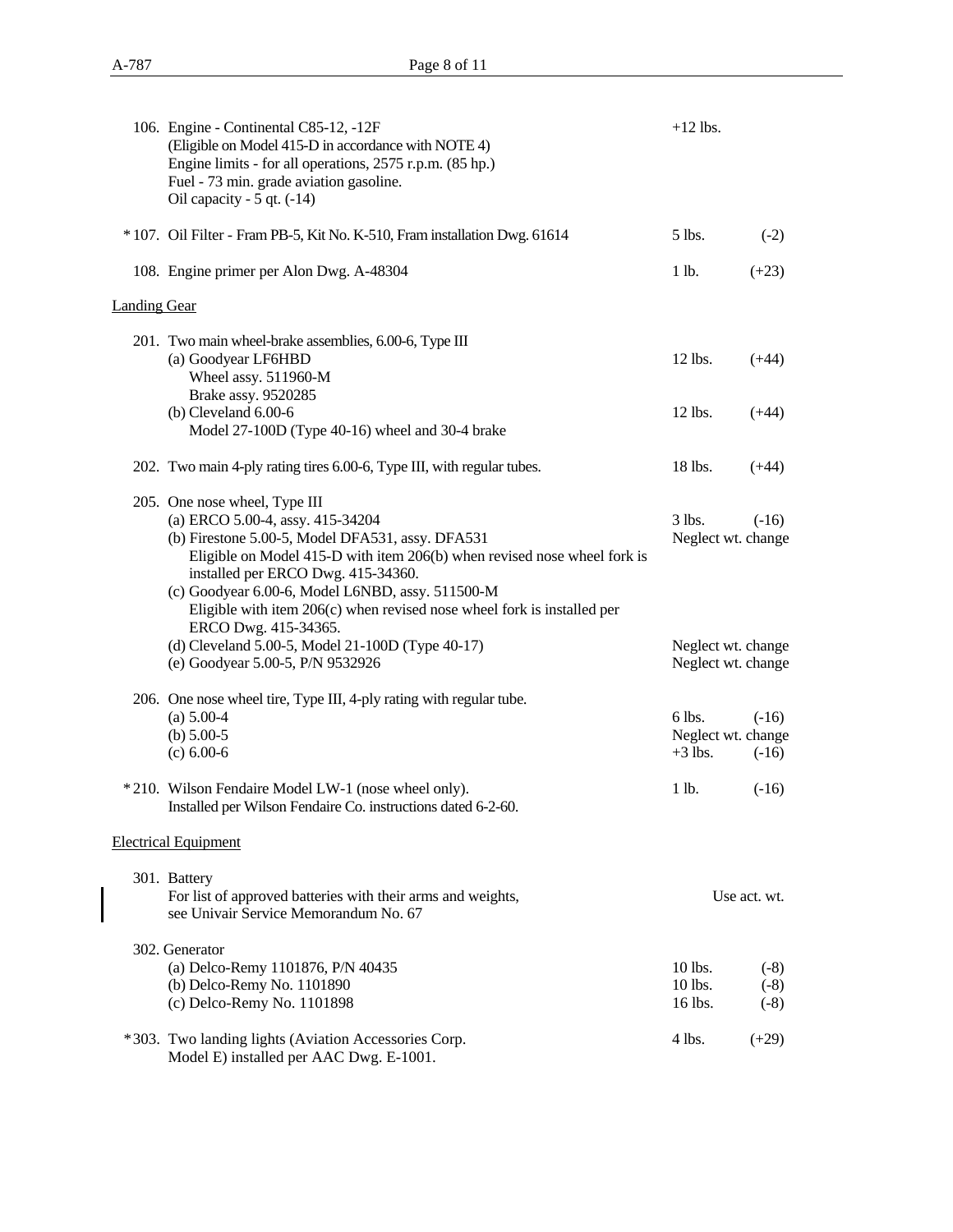106. Engine - Continental C85-12, -12F (Eligible on Model 415-D in accordance with NOTE 4) Engine limits - for all operations, 2575 r.p.m. (85 hp.) Fuel - 73 min. grade aviation gasoline. Oil capacity - 5 qt. (-14) — +12 lbs.

*107. Oil Filter - Fram PB-5, Kit No. K-510, Fram installation Dwg. 61614 — 5 lbs. (-2)

108. Engine primer per Alon Dwg. A-48304 — 1 lb. (+23)

Landing Gear

201. Two main wheel-brake assemblies, 6.00-6, Type III
   (a) Goodyear LF6HBD Wheel assy. 511960-M Brake assy. 9520285 — 12 lbs. (+44)
   (b) Cleveland 6.00-6 Model 27-100D (Type 40-16) wheel and 30-4 brake — 12 lbs. (+44)

202. Two main 4-ply rating tires 6.00-6, Type III, with regular tubes. — 18 lbs. (+44)

205. One nose wheel, Type III
   (a) ERCO 5.00-4, assy. 415-34204 — 3 lbs. (-16)
   (b) Firestone 5.00-5, Model DFA531, assy. DFA531 — Neglect wt. change
   Eligible on Model 415-D with item 206(b) when revised nose wheel fork is installed per ERCO Dwg. 415-34360.
   (c) Goodyear 6.00-6, Model L6NBD, assy. 511500-M
   Eligible with item 206(c) when revised nose wheel fork is installed per ERCO Dwg. 415-34365.
   (d) Cleveland 5.00-5, Model 21-100D (Type 40-17) — Neglect wt. change
   (e) Goodyear 5.00-5, P/N 9532926 — Neglect wt. change

206. One nose wheel tire, Type III, 4-ply rating with regular tube.
   (a) 5.00-4 — 6 lbs. (-16)
   (b) 5.00-5 — Neglect wt. change
   (c) 6.00-6 — +3 lbs. (-16)

*210. Wilson Fendaire Model LW-1 (nose wheel only). Installed per Wilson Fendaire Co. instructions dated 6-2-60. — 1 lb. (-16)

Electrical Equipment

301. Battery
   For list of approved batteries with their arms and weights, see Univair Service Memorandum No. 67 — Use act. wt.

302. Generator
   (a) Delco-Remy 1101876, P/N 40435 — 10 lbs. (-8)
   (b) Delco-Remy No. 1101890 — 10 lbs. (-8)
   (c) Delco-Remy No. 1101898 — 16 lbs. (-8)

*303. Two landing lights (Aviation Accessories Corp. Model E) installed per AAC Dwg. E-1001. — 4 lbs. (+29)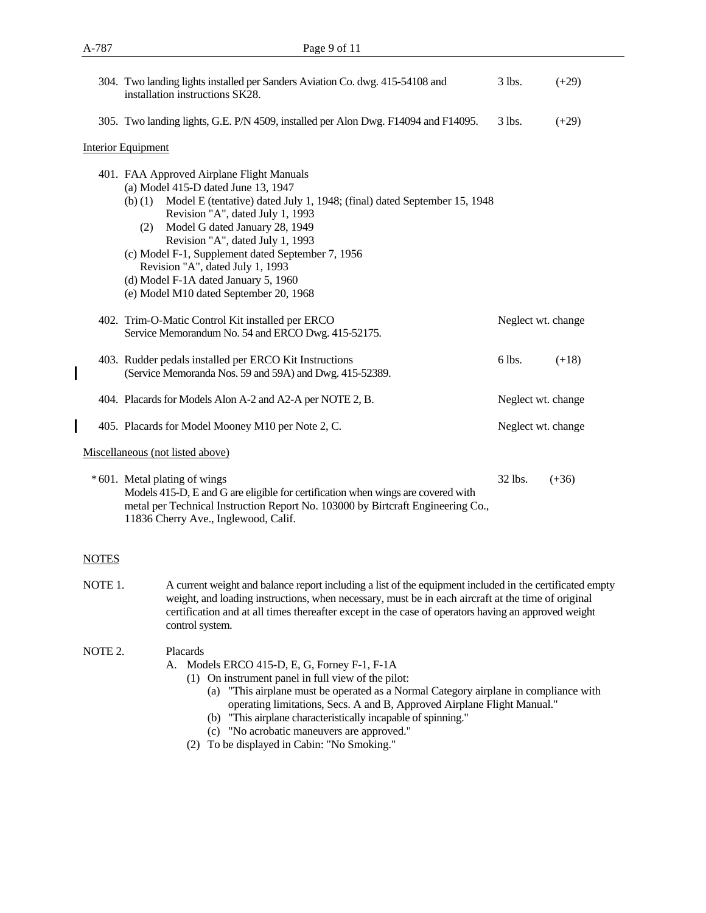304. Two landing lights installed per Sanders Aviation Co. dwg. 415-54108 and installation instructions SK28. — 3 lbs. (+29)

305. Two landing lights, G.E. P/N 4509, installed per Alon Dwg. F14094 and F14095. — 3 lbs. (+29)

Interior Equipment

401. FAA Approved Airplane Flight Manuals
   - (a) Model 415-D dated June 13, 1947
   - (b) (1) Model E (tentative) dated July 1, 1948; (final) dated September 15, 1948 Revision "A", dated July 1, 1993
     - (2) Model G dated January 28, 1949 Revision "A", dated July 1, 1993
   - (c) Model F-1, Supplement dated September 7, 1956 Revision "A", dated July 1, 1993
   - (d) Model F-1A dated January 5, 1960
   - (e) Model M10 dated September 20, 1968

402. Trim-O-Matic Control Kit installed per ERCO Service Memorandum No. 54 and ERCO Dwg. 415-52175. — Neglect wt. change

403. Rudder pedals installed per ERCO Kit Instructions (Service Memoranda Nos. 59 and 59A) and Dwg. 415-52389. — 6 lbs. (+18)

404. Placards for Models Alon A-2 and A2-A per NOTE 2, B. — Neglect wt. change

405. Placards for Model Mooney M10 per Note 2, C. — Neglect wt. change

Miscellaneous (not listed above)

*601. Metal plating of wings — 32 lbs. (+36)
Models 415-D, E and G are eligible for certification when wings are covered with metal per Technical Instruction Report No. 103000 by Birtcraft Engineering Co., 11836 Cherry Ave., Inglewood, Calif.

NOTES

NOTE 1. A current weight and balance report including a list of the equipment included in the certificated empty weight, and loading instructions, when necessary, must be in each aircraft at the time of original certification and at all times thereafter except in the case of operators having an approved weight control system.

NOTE 2. Placards

A. Models ERCO 415-D, E, G, Forney F-1, F-1A
   - (1) On instrument panel in full view of the pilot:
     - (a) "This airplane must be operated as a Normal Category airplane in compliance with operating limitations, Secs. A and B, Approved Airplane Flight Manual."
     - (b) "This airplane characteristically incapable of spinning."
     - (c) "No acrobatic maneuvers are approved."
   - (2) To be displayed in Cabin: "No Smoking."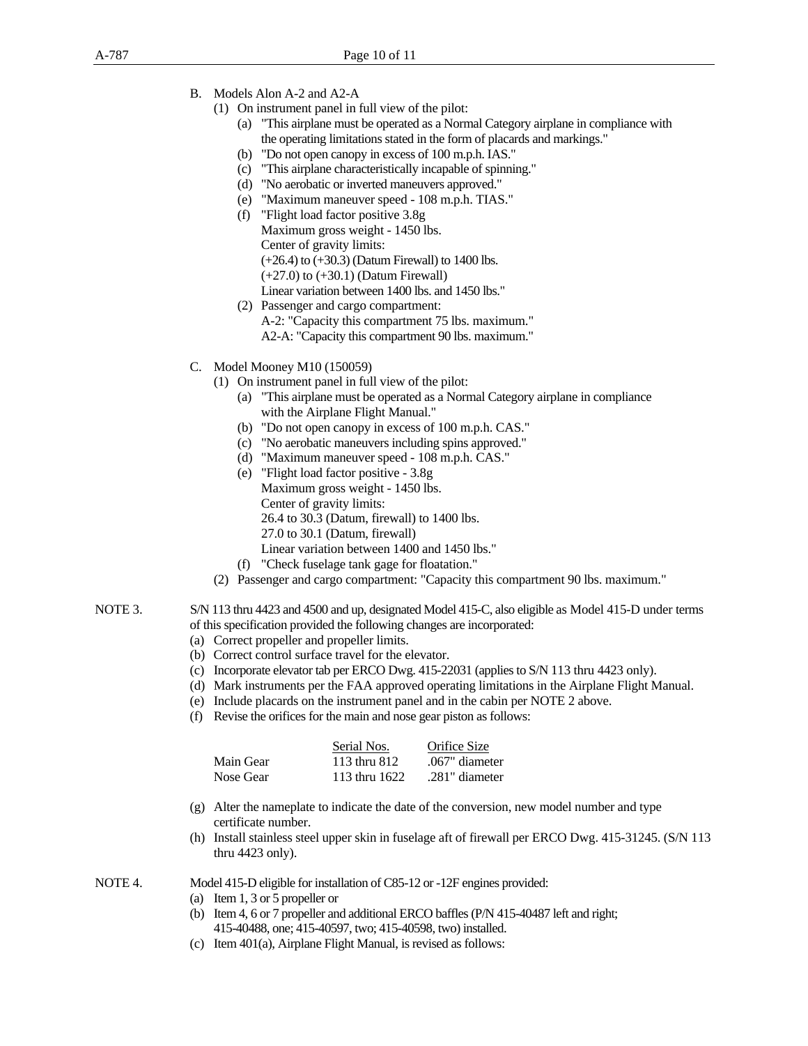B. Models Alon A-2 and A2-A

(1) On instrument panel in full view of the pilot:

(a) "This airplane must be operated as a Normal Category airplane in compliance with the operating limitations stated in the form of placards and markings."

(b) "Do not open canopy in excess of 100 m.p.h. IAS."

(c) "This airplane characteristically incapable of spinning."

(d) "No aerobatic or inverted maneuvers approved."

(e) "Maximum maneuver speed - 108 m.p.h. TIAS."

(f) "Flight load factor positive 3.8g
Maximum gross weight - 1450 lbs.
Center of gravity limits:
(+26.4) to (+30.3) (Datum Firewall) to 1400 lbs.
(+27.0) to (+30.1) (Datum Firewall)
Linear variation between 1400 lbs. and 1450 lbs."

(2) Passenger and cargo compartment:
A-2: "Capacity this compartment 75 lbs. maximum."
A2-A: "Capacity this compartment 90 lbs. maximum."

C. Model Mooney M10 (150059)

(1) On instrument panel in full view of the pilot:

(a) "This airplane must be operated as a Normal Category airplane in compliance with the Airplane Flight Manual."

(b) "Do not open canopy in excess of 100 m.p.h. CAS."

(c) "No aerobatic maneuvers including spins approved."

(d) "Maximum maneuver speed - 108 m.p.h. CAS."

(e) "Flight load factor positive - 3.8g
Maximum gross weight - 1450 lbs.
Center of gravity limits:
26.4 to 30.3 (Datum, firewall) to 1400 lbs.
27.0 to 30.1 (Datum, firewall)
Linear variation between 1400 and 1450 lbs."

(f) "Check fuselage tank gage for floatation."

(2) Passenger and cargo compartment: "Capacity this compartment 90 lbs. maximum."

NOTE 3. S/N 113 thru 4423 and 4500 and up, designated Model 415-C, also eligible as Model 415-D under terms of this specification provided the following changes are incorporated:

(a) Correct propeller and propeller limits.

(b) Correct control surface travel for the elevator.

(c) Incorporate elevator tab per ERCO Dwg. 415-22031 (applies to S/N 113 thru 4423 only).

(d) Mark instruments per the FAA approved operating limitations in the Airplane Flight Manual.

(e) Include placards on the instrument panel and in the cabin per NOTE 2 above.

(f) Revise the orifices for the main and nose gear piston as follows:

| | Serial Nos. | Orifice Size |
|---|---|---|
| Main Gear | 113 thru 812 | .067" diameter |
| Nose Gear | 113 thru 1622 | .281" diameter |

(g) Alter the nameplate to indicate the date of the conversion, new model number and type certificate number.

(h) Install stainless steel upper skin in fuselage aft of firewall per ERCO Dwg. 415-31245. (S/N 113 thru 4423 only).

NOTE 4. Model 415-D eligible for installation of C85-12 or -12F engines provided:

(a) Item 1, 3 or 5 propeller or

(b) Item 4, 6 or 7 propeller and additional ERCO baffles (P/N 415-40487 left and right; 415-40488, one; 415-40597, two; 415-40598, two) installed.

(c) Item 401(a), Airplane Flight Manual, is revised as follows: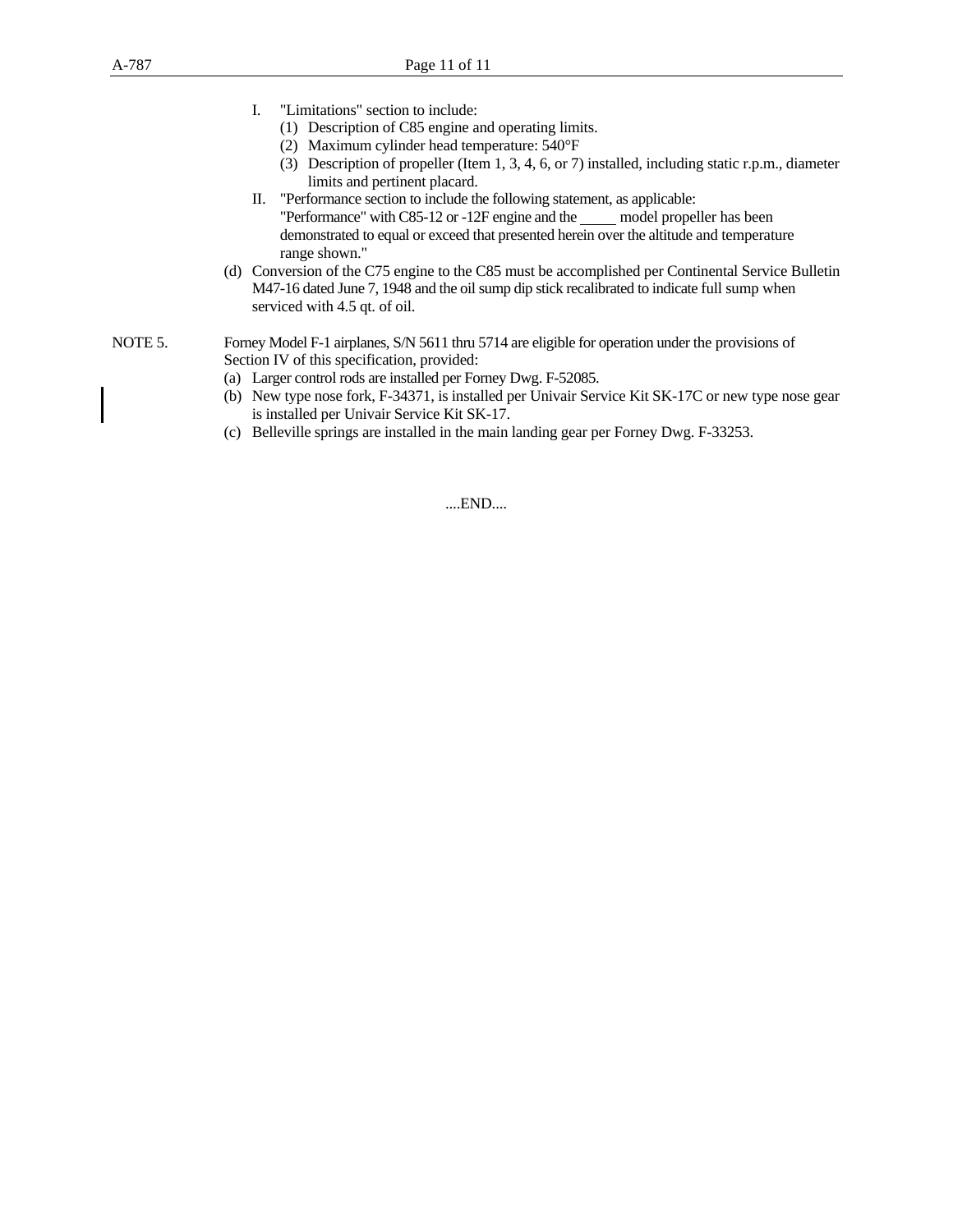I. "Limitations" section to include:
   (1) Description of C85 engine and operating limits.
   (2) Maximum cylinder head temperature: 540°F
   (3) Description of propeller (Item 1, 3, 4, 6, or 7) installed, including static r.p.m., diameter limits and pertinent placard.

II. "Performance section to include the following statement, as applicable:
   "Performance" with C85-12 or -12F engine and the _____ model propeller has been demonstrated to equal or exceed that presented herein over the altitude and temperature range shown."

(d) Conversion of the C75 engine to the C85 must be accomplished per Continental Service Bulletin M47-16 dated June 7, 1948 and the oil sump dip stick recalibrated to indicate full sump when serviced with 4.5 qt. of oil.

NOTE 5. Forney Model F-1 airplanes, S/N 5611 thru 5714 are eligible for operation under the provisions of Section IV of this specification, provided:

(a) Larger control rods are installed per Forney Dwg. F-52085.
(b) New type nose fork, F-34371, is installed per Univair Service Kit SK-17C or new type nose gear is installed per Univair Service Kit SK-17.
(c) Belleville springs are installed in the main landing gear per Forney Dwg. F-33253.

....END....